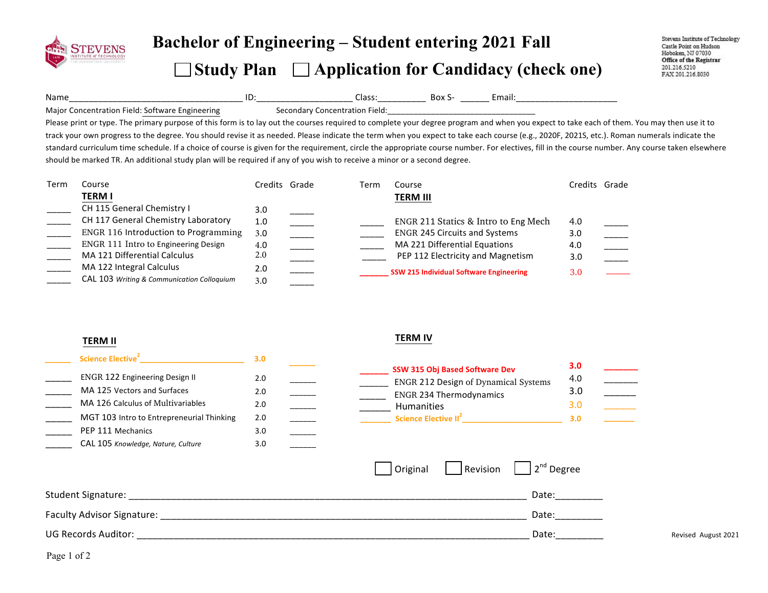# Bachelor of Engineering – Student entering 2021 Fall

## ☐ Study Plan ☐ Application for Candidacy (check one)

Stevens Institute of Technology
Castle Point on Hudson
Hoboken, NJ 07030
Office of the Registrar
201.216.5210
FAX 201.216.8030

Name____________________________________ ID:____________________ Class:__________ Box S- ______ Email:______________________

Major Concentration Field: Software Engineering Secondary Concentration Field:__________________________________

Please print or type. The primary purpose of this form is to lay out the courses required to complete your degree program and when you expect to take each of them. You may then use it to track your own progress to the degree. You should revise it as needed. Please indicate the term when you expect to take each course (e.g., 2020F, 2021S, etc.). Roman numerals indicate the standard curriculum time schedule. If a choice of course is given for the requirement, circle the appropriate course number. For electives, fill in the course number. Any course taken elsewhere should be marked TR. An additional study plan will be required if any of you wish to receive a minor or a second degree.

### TERM I

| Term | Course | Credits | Grade |
|---|---|---|---|
| _____ | CH 115 General Chemistry I | 3.0 | _____ |
| _____ | CH 117 General Chemistry Laboratory | 1.0 | _____ |
| _____ | ENGR 116 Introduction to Programming | 3.0 | _____ |
| _____ | ENGR 111 Intro to Engineering Design | 4.0 | _____ |
| _____ | MA 121 Differential Calculus | 2.0 | _____ |
| _____ | MA 122 Integral Calculus | 2.0 | _____ |
| _____ | CAL 103 *Writing & Communication Colloquium* | 3.0 | _____ |

### TERM II

| Term | Course | Credits | Grade |
|---|---|---|---|
| _____ | Science Elective[2] ________________________ | 3.0 | _____ |
| _____ | ENGR 122 Engineering Design II | 2.0 | _____ |
| _____ | MA 125 Vectors and Surfaces | 2.0 | _____ |
| _____ | MA 126 Calculus of Multivariables | 2.0 | _____ |
| _____ | MGT 103 Intro to Entrepreneurial Thinking | 2.0 | _____ |
| _____ | PEP 111 Mechanics | 3.0 | _____ |
| _____ | CAL 105 *Knowledge, Nature, Culture* | 3.0 | _____ |

### TERM III

| Term | Course | Credits | Grade |
|---|---|---|---|
| _____ | ENGR 211 Statics & Intro to Eng Mech | 4.0 | _____ |
| _____ | ENGR 245 Circuits and Systems | 3.0 | _____ |
| _____ | MA 221 Differential Equations | 4.0 | _____ |
| _____ | PEP 112 Electricity and Magnetism | 3.0 | _____ |
| _____ | **SSW 215 Individual Software Engineering** | 3.0 | _____ |

### TERM IV

| Term | Course | Credits | Grade |
|---|---|---|---|
| _____ | **SSW 315 Obj Based Software Dev** | **3.0** | _____ |
| _____ | ENGR 212 Design of Dynamical Systems | 4.0 | _____ |
| _____ | ENGR 234 Thermodynamics | 3.0 | _____ |
| _____ | Humanities | 3.0 | _____ |
| _____ | **Science Elective II[2]** ______________________ | **3.0** | _____ |

☐ Original ☐ Revision ☐ 2nd Degree

Student Signature: ____________________________________________________________________________ Date:_________

Faculty Advisor Signature: _____________________________________________________________________ Date:_________

UG Records Auditor: __________________________________________________________________________ Date:_________

Revised August 2021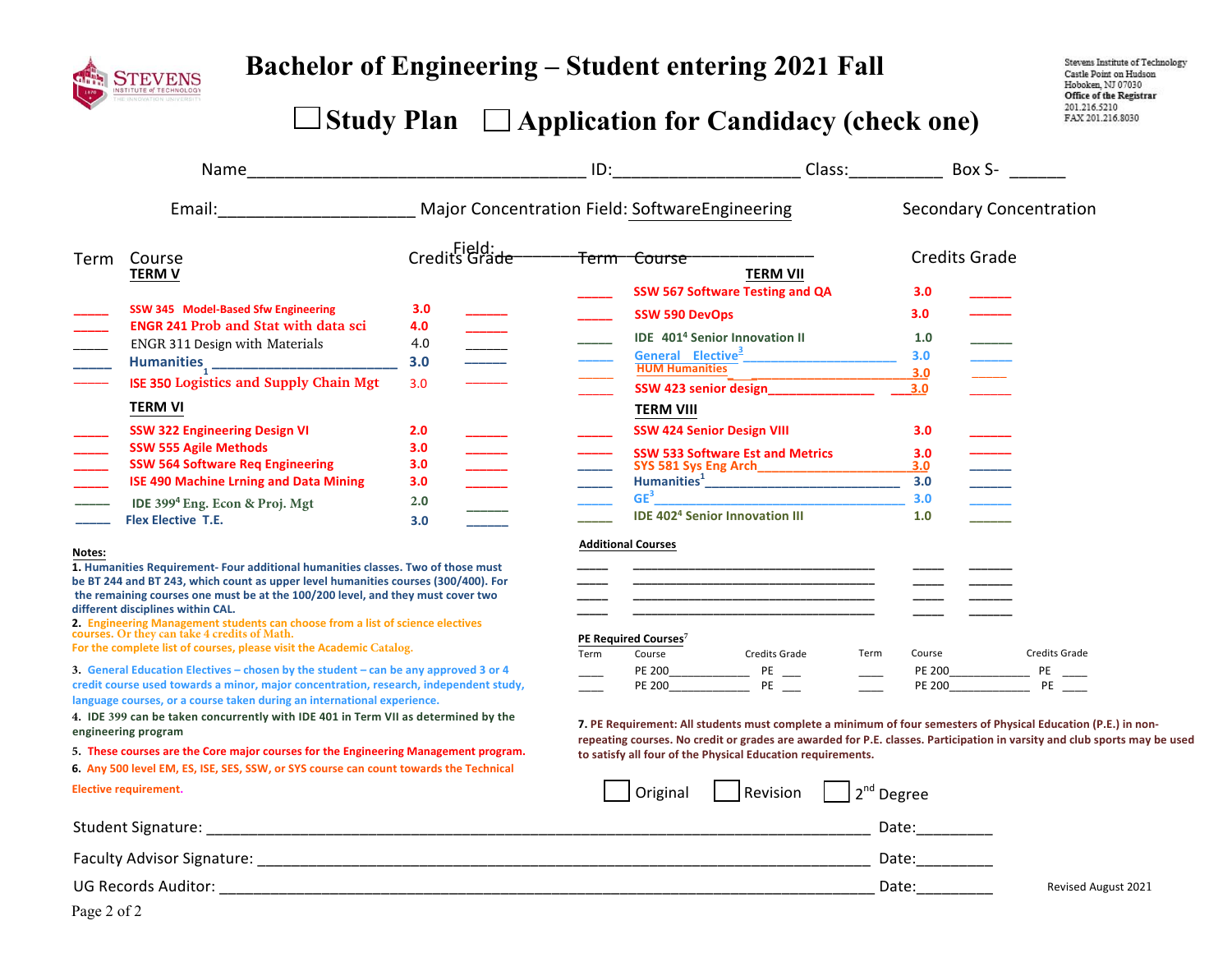# Bachelor of Engineering – Student entering 2021 Fall

☐ Study Plan ☐ Application for Candidacy (check one)

Stevens Institute of Technology
Castle Point on Hudson
Hoboken, NJ 07030
**Office of the Registrar**
201.216.5210
FAX 201.216.8030

Name___________________________________ ID:____________________ Class:__________ Box S- ______

Email:_____________________ Major Concentration Field: SoftwareEngineering Secondary Concentration Field:____________________

| Term | Course | Credits | Grade |
|---|---|---|---|
| | **TERM V** | | |
| _____ | SSW 345 Model-Based Sfw Engineering | 3.0 | ______ |
| _____ | ENGR 241 Prob and Stat with data sci | 4.0 | ______ |
| _____ | ENGR 311 Design with Materials | 4.0 | ______ |
| _____ | Humanities [1] ________________________ | 3.0 | ______ |
| _____ | ISE 350 Logistics and Supply Chain Mgt | 3.0 | ______ |
| | **TERM VI** | | |
| _____ | SSW 322 Engineering Design VI | 2.0 | ______ |
| _____ | SSW 555 Agile Methods | 3.0 | ______ |
| _____ | SSW 564 Software Req Engineering | 3.0 | ______ |
| _____ | ISE 490 Machine Lrning and Data Mining | 3.0 | ______ |
| _____ | IDE 399[4] Eng. Econ & Proj. Mgt | 2.0 | ______ |
| _____ | Flex Elective T.E. | 3.0 | ______ |

| Term | Course | Credits | Grade |
|---|---|---|---|
| | **TERM VII** | | |
| _____ | SSW 567 Software Testing and QA | 3.0 | ______ |
| _____ | SSW 590 DevOps | 3.0 | ______ |
| _____ | IDE 401[4] Senior Innovation II | 1.0 | ______ |
| _____ | General Elective[3] ____________________ | 3.0 | ______ |
| _____ | HUM Humanities ____________________ | 3.0 | ______ |
| _____ | SSW 423 senior design_______________ | 3.0 | ______ |
| | **TERM VIII** | | |
| _____ | SSW 424 Senior Design VIII | 3.0 | ______ |
| _____ | SSW 533 Software Est and Metrics | 3.0 | ______ |
| _____ | SYS 581 Sys Eng Arch____________________ | 3.0 | ______ |
| _____ | Humanities[1]__________________________ | 3.0 | ______ |
| _____ | GE[3]_________________________________ | 3.0 | ______ |
| _____ | IDE 402[4] Senior Innovation III | 1.0 | ______ |

**Additional Courses**

| | | | |
|---|---|---|---|
| _____ | ______________________________ | _____ | ______ |
| _____ | ______________________________ | _____ | ______ |
| _____ | ______________________________ | _____ | ______ |
| _____ | ______________________________ | _____ | ______ |

**PE Required Courses**[7]

| Term | Course | Credits Grade | Term | Course | Credits Grade |
|---|---|---|---|---|---|
| ____ | PE 200____________ | PE ___ | ____ | PE 200____________ | PE ___ |
| ____ | PE 200____________ | PE ___ | ____ | PE 200____________ | PE ___ |

**Notes:**

1. Humanities Requirement- Four additional humanities classes. Two of those must be BT 244 and BT 243, which count as upper level humanities courses (300/400). For the remaining courses one must be at the 100/200 level, and they must cover two different disciplines within CAL.
2. Engineering Management students can choose from a list of science electives courses. Or they can take 4 credits of Math. For the complete list of courses, please visit the Academic Catalog.
3. General Education Electives – chosen by the student – can be any approved 3 or 4 credit course used towards a minor, major concentration, research, independent study, language courses, or a course taken during an international experience.
4. IDE 399 can be taken concurrently with IDE 401 in Term VII as determined by the engineering program
5. These courses are the Core major courses for the Engineering Management program.
6. Any 500 level EM, ES, ISE, SES, SSW, or SYS course can count towards the Technical Elective requirement.
7. PE Requirement: All students must complete a minimum of four semesters of Physical Education (P.E.) in non-repeating courses. No credit or grades are awarded for P.E. classes. Participation in varsity and club sports may be used to satisfy all four of the Physical Education requirements.

☐ Original ☐ Revision ☐ 2nd Degree

Student Signature: ____________________________________________ Date:_________

Faculty Advisor Signature: _____________________________________ Date:_________

UG Records Auditor: __________________________________________ Date:_________

Revised August 2021